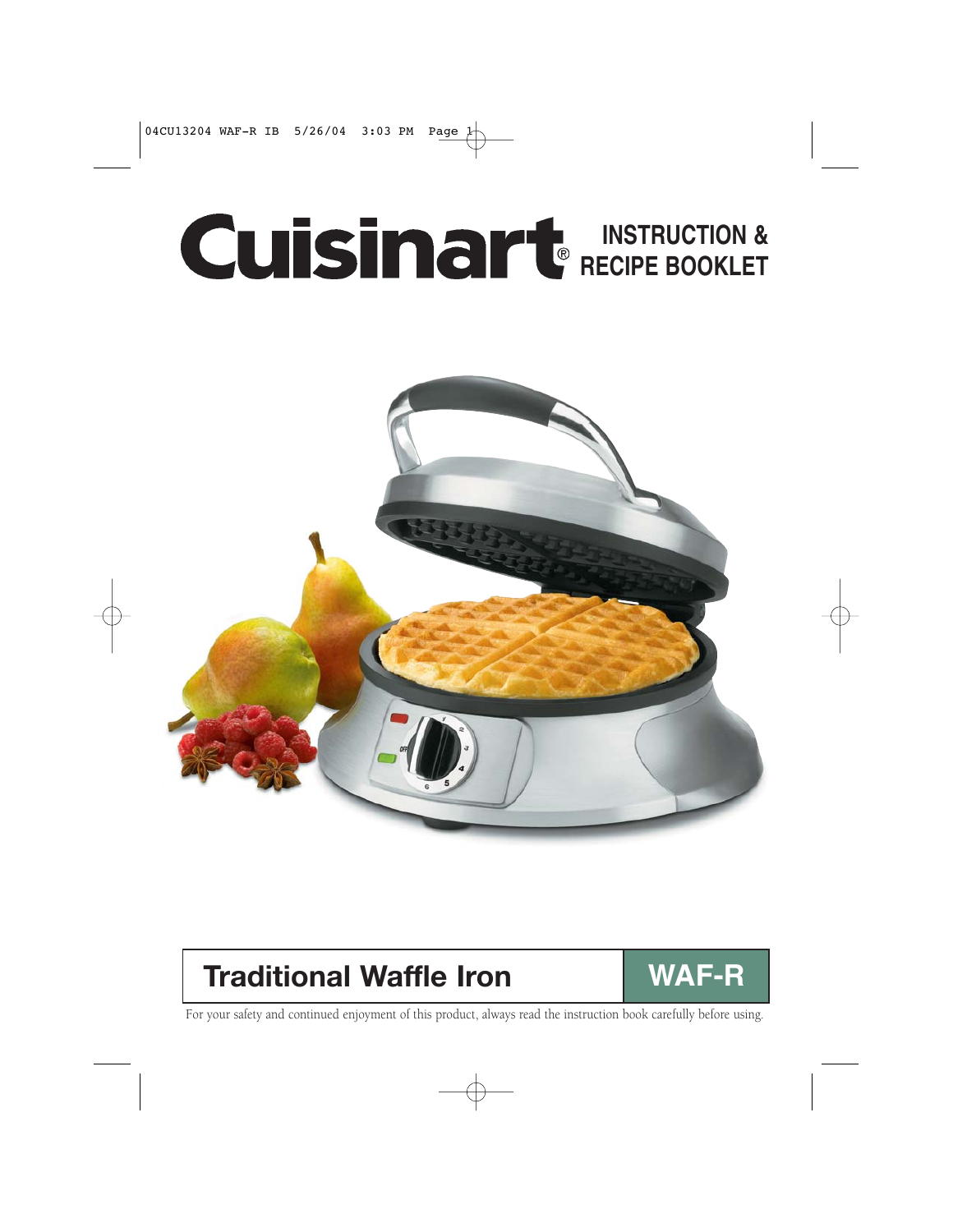# Cuisinart® INSTRUCTION & RECIPE BOOKLET

## Traditional Waffle Iron — WAF-R

For your safety and continued enjoyment of this product, always read the instruction book carefully before using.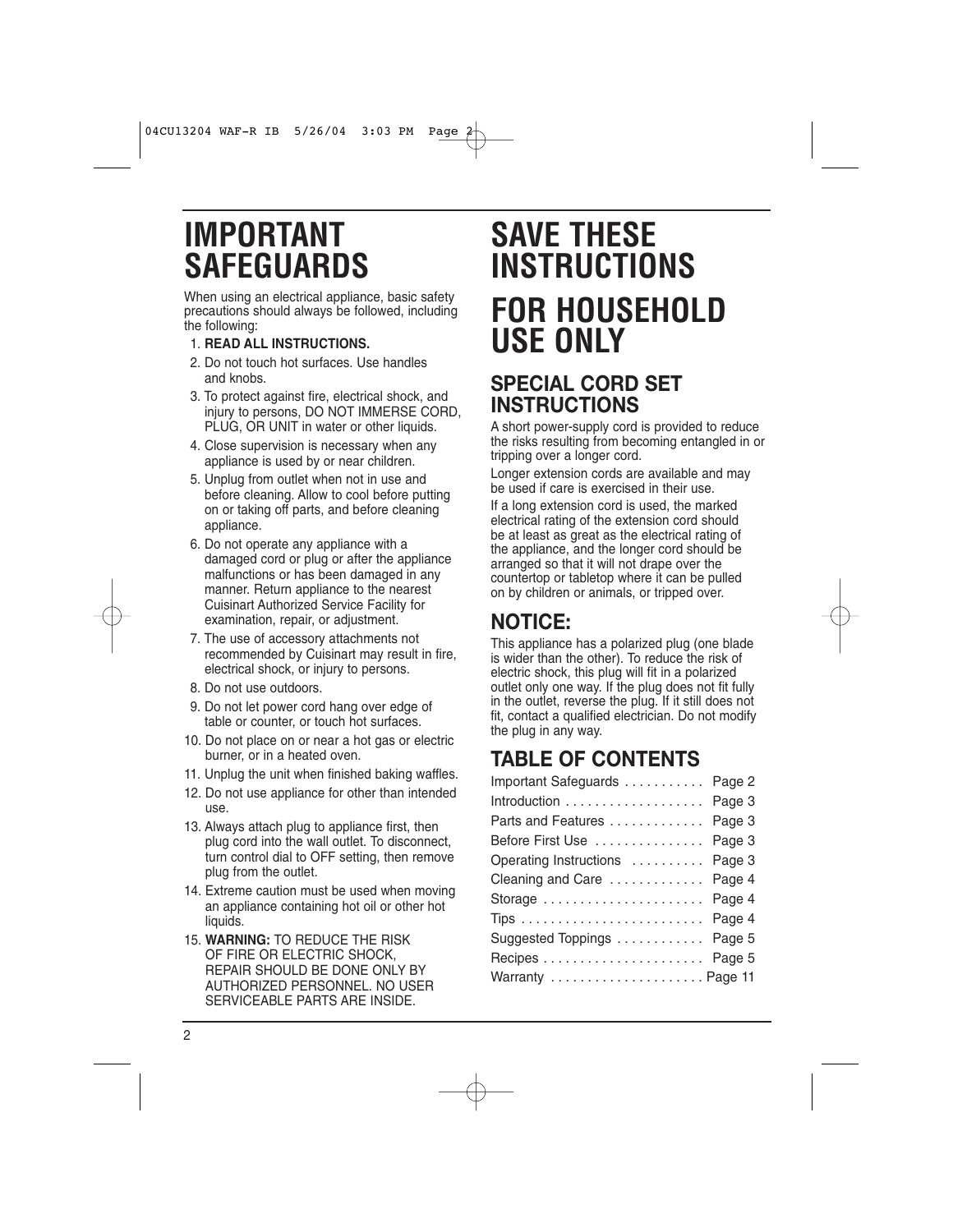# IMPORTANT SAFEGUARDS

When using an electrical appliance, basic safety precautions should always be followed, including the following:

1. **READ ALL INSTRUCTIONS.**
2. Do not touch hot surfaces. Use handles and knobs.
3. To protect against fire, electrical shock, and injury to persons, DO NOT IMMERSE CORD, PLUG, OR UNIT in water or other liquids.
4. Close supervision is necessary when any appliance is used by or near children.
5. Unplug from outlet when not in use and before cleaning. Allow to cool before putting on or taking off parts, and before cleaning appliance.
6. Do not operate any appliance with a damaged cord or plug or after the appliance malfunctions or has been damaged in any manner. Return appliance to the nearest Cuisinart Authorized Service Facility for examination, repair, or adjustment.
7. The use of accessory attachments not recommended by Cuisinart may result in fire, electrical shock, or injury to persons.
8. Do not use outdoors.
9. Do not let power cord hang over edge of table or counter, or touch hot surfaces.
10. Do not place on or near a hot gas or electric burner, or in a heated oven.
11. Unplug the unit when finished baking waffles.
12. Do not use appliance for other than intended use.
13. Always attach plug to appliance first, then plug cord into the wall outlet. To disconnect, turn control dial to OFF setting, then remove plug from the outlet.
14. Extreme caution must be used when moving an appliance containing hot oil or other hot liquids.
15. **WARNING:** TO REDUCE THE RISK OF FIRE OR ELECTRIC SHOCK, REPAIR SHOULD BE DONE ONLY BY AUTHORIZED PERSONNEL. NO USER SERVICEABLE PARTS ARE INSIDE.

# SAVE THESE INSTRUCTIONS

# FOR HOUSEHOLD USE ONLY

## SPECIAL CORD SET INSTRUCTIONS

A short power-supply cord is provided to reduce the risks resulting from becoming entangled in or tripping over a longer cord.

Longer extension cords are available and may be used if care is exercised in their use.

If a long extension cord is used, the marked electrical rating of the extension cord should be at least as great as the electrical rating of the appliance, and the longer cord should be arranged so that it will not drape over the countertop or tabletop where it can be pulled on by children or animals, or tripped over.

## NOTICE:

This appliance has a polarized plug (one blade is wider than the other). To reduce the risk of electric shock, this plug will fit in a polarized outlet only one way. If the plug does not fit fully in the outlet, reverse the plug. If it still does not fit, contact a qualified electrician. Do not modify the plug in any way.

## TABLE OF CONTENTS

| Section | Page |
| --- | --- |
| Important Safeguards | Page 2 |
| Introduction | Page 3 |
| Parts and Features | Page 3 |
| Before First Use | Page 3 |
| Operating Instructions | Page 3 |
| Cleaning and Care | Page 4 |
| Storage | Page 4 |
| Tips | Page 4 |
| Suggested Toppings | Page 5 |
| Recipes | Page 5 |
| Warranty | Page 11 |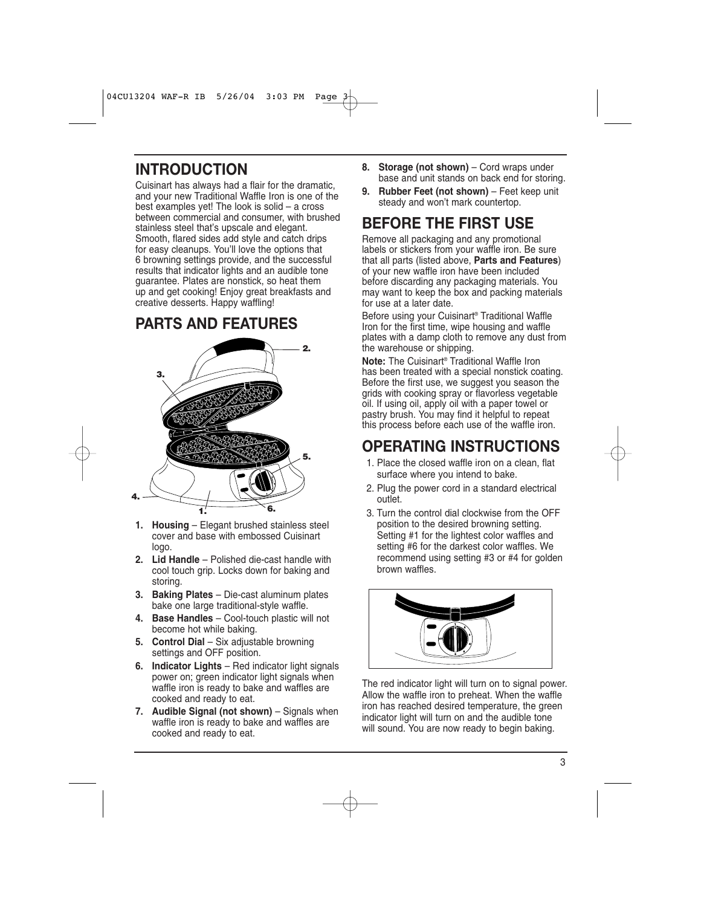# INTRODUCTION

Cuisinart has always had a flair for the dramatic, and your new Traditional Waffle Iron is one of the best examples yet! The look is solid – a cross between commercial and consumer, with brushed stainless steel that's upscale and elegant. Smooth, flared sides add style and catch drips for easy cleanups. You'll love the options that 6 browning settings provide, and the successful results that indicator lights and an audible tone guarantee. Plates are nonstick, so heat them up and get cooking! Enjoy great breakfasts and creative desserts. Happy waffling!

# PARTS AND FEATURES

1. **Housing** – Elegant brushed stainless steel cover and base with embossed Cuisinart logo.
2. **Lid Handle** – Polished die-cast handle with cool touch grip. Locks down for baking and storing.
3. **Baking Plates** – Die-cast aluminum plates bake one large traditional-style waffle.
4. **Base Handles** – Cool-touch plastic will not become hot while baking.
5. **Control Dial** – Six adjustable browning settings and OFF position.
6. **Indicator Lights** – Red indicator light signals power on; green indicator light signals when waffle iron is ready to bake and waffles are cooked and ready to eat.
7. **Audible Signal (not shown)** – Signals when waffle iron is ready to bake and waffles are cooked and ready to eat.
8. **Storage (not shown)** – Cord wraps under base and unit stands on back end for storing.
9. **Rubber Feet (not shown)** – Feet keep unit steady and won't mark countertop.

# BEFORE THE FIRST USE

Remove all packaging and any promotional labels or stickers from your waffle iron. Be sure that all parts (listed above, **Parts and Features**) of your new waffle iron have been included before discarding any packaging materials. You may want to keep the box and packing materials for use at a later date.

Before using your Cuisinart® Traditional Waffle Iron for the first time, wipe housing and waffle plates with a damp cloth to remove any dust from the warehouse or shipping.

**Note:** The Cuisinart® Traditional Waffle Iron has been treated with a special nonstick coating. Before the first use, we suggest you season the grids with cooking spray or flavorless vegetable oil. If using oil, apply oil with a paper towel or pastry brush. You may find it helpful to repeat this process before each use of the waffle iron.

# OPERATING INSTRUCTIONS

1. Place the closed waffle iron on a clean, flat surface where you intend to bake.
2. Plug the power cord in a standard electrical outlet.
3. Turn the control dial clockwise from the OFF position to the desired browning setting. Setting #1 for the lightest color waffles and setting #6 for the darkest color waffles. We recommend using setting #3 or #4 for golden brown waffles.

The red indicator light will turn on to signal power. Allow the waffle iron to preheat. When the waffle iron has reached desired temperature, the green indicator light will turn on and the audible tone will sound. You are now ready to begin baking.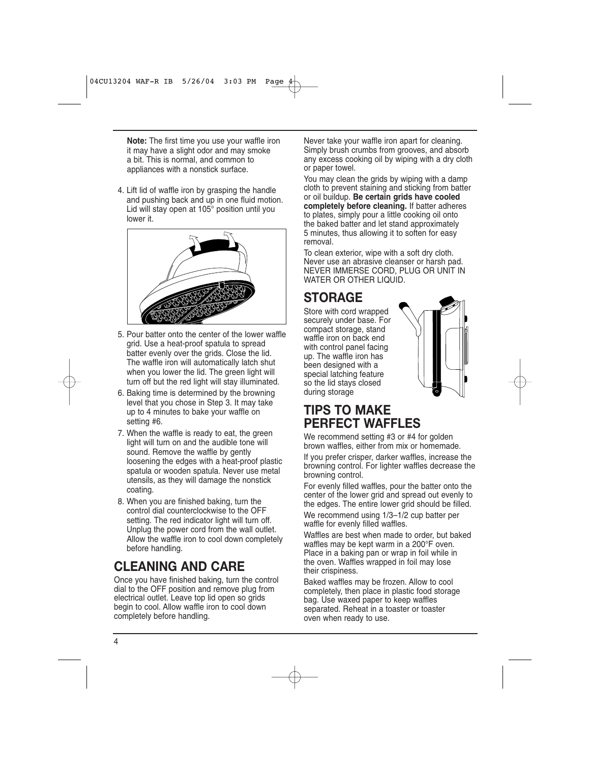**Note:** The first time you use your waffle iron it may have a slight odor and may smoke a bit. This is normal, and common to appliances with a nonstick surface.

4. Lift lid of waffle iron by grasping the handle and pushing back and up in one fluid motion. Lid will stay open at 105° position until you lower it.

5. Pour batter onto the center of the lower waffle grid. Use a heat-proof spatula to spread batter evenly over the grids. Close the lid. The waffle iron will automatically latch shut when you lower the lid. The green light will turn off but the red light will stay illuminated.
6. Baking time is determined by the browning level that you chose in Step 3. It may take up to 4 minutes to bake your waffle on setting #6.
7. When the waffle is ready to eat, the green light will turn on and the audible tone will sound. Remove the waffle by gently loosening the edges with a heat-proof plastic spatula or wooden spatula. Never use metal utensils, as they will damage the nonstick coating.
8. When you are finished baking, turn the control dial counterclockwise to the OFF setting. The red indicator light will turn off. Unplug the power cord from the wall outlet. Allow the waffle iron to cool down completely before handling.

## CLEANING AND CARE

Once you have finished baking, turn the control dial to the OFF position and remove plug from electrical outlet. Leave top lid open so grids begin to cool. Allow waffle iron to cool down completely before handling.

Never take your waffle iron apart for cleaning. Simply brush crumbs from grooves, and absorb any excess cooking oil by wiping with a dry cloth or paper towel.

You may clean the grids by wiping with a damp cloth to prevent staining and sticking from batter or oil buildup. **Be certain grids have cooled completely before cleaning.** If batter adheres to plates, simply pour a little cooking oil onto the baked batter and let stand approximately 5 minutes, thus allowing it to soften for easy removal.

To clean exterior, wipe with a soft dry cloth. Never use an abrasive cleanser or harsh pad. NEVER IMMERSE CORD, PLUG OR UNIT IN WATER OR OTHER LIQUID.

## STORAGE

Store with cord wrapped securely under base. For compact storage, stand waffle iron on back end with control panel facing up. The waffle iron has been designed with a special latching feature so the lid stays closed during storage

## TIPS TO MAKE PERFECT WAFFLES

We recommend setting #3 or #4 for golden brown waffles, either from mix or homemade.

If you prefer crisper, darker waffles, increase the browning control. For lighter waffles decrease the browning control.

For evenly filled waffles, pour the batter onto the center of the lower grid and spread out evenly to the edges. The entire lower grid should be filled.

We recommend using 1/3–1/2 cup batter per waffle for evenly filled waffles.

Waffles are best when made to order, but baked waffles may be kept warm in a 200°F oven. Place in a baking pan or wrap in foil while in the oven. Waffles wrapped in foil may lose their crispiness.

Baked waffles may be frozen. Allow to cool completely, then place in plastic food storage bag. Use waxed paper to keep waffles separated. Reheat in a toaster or toaster oven when ready to use.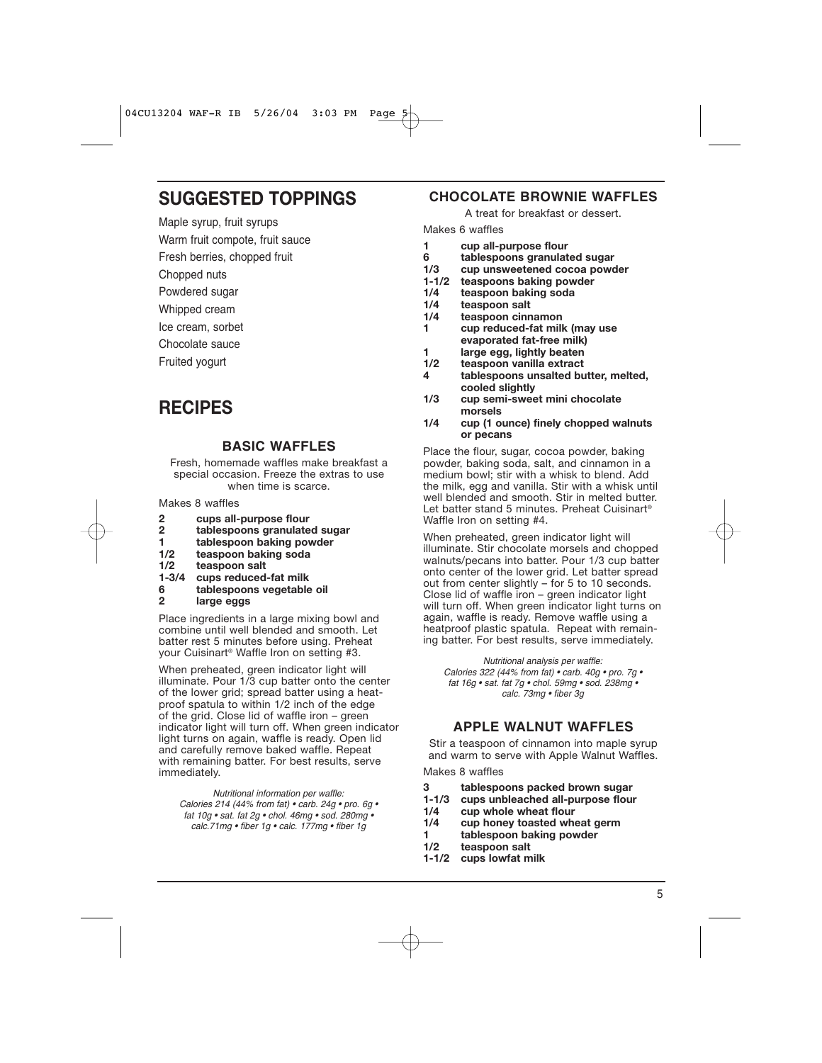# SUGGESTED TOPPINGS

Maple syrup, fruit syrups

Warm fruit compote, fruit sauce

Fresh berries, chopped fruit

Chopped nuts

Powdered sugar

Whipped cream

Ice cream, sorbet

Chocolate sauce

Fruited yogurt

# RECIPES

## BASIC WAFFLES

Fresh, homemade waffles make breakfast a special occasion. Freeze the extras to use when time is scarce.

Makes 8 waffles

- **2 cups all-purpose flour**
- **2 tablespoons granulated sugar**
- **1 tablespoon baking powder**
- **1/2 teaspoon baking soda**
- **1/2 teaspoon salt**
- **1-3/4 cups reduced-fat milk**
- **6 tablespoons vegetable oil**
- **2 large eggs**

Place ingredients in a large mixing bowl and combine until well blended and smooth. Let batter rest 5 minutes before using. Preheat your Cuisinart® Waffle Iron on setting #3.

When preheated, green indicator light will illuminate. Pour 1/3 cup batter onto the center of the lower grid; spread batter using a heatproof spatula to within 1/2 inch of the edge of the grid. Close lid of waffle iron – green indicator light will turn off. When green indicator light turns on again, waffle is ready. Open lid and carefully remove baked waffle. Repeat with remaining batter. For best results, serve immediately.

*Nutritional information per waffle:*
*Calories 214 (44% from fat) • carb. 24g • pro. 6g • fat 10g • sat. fat 2g • chol. 46mg • sod. 280mg • calc.71mg • fiber 1g • calc. 177mg • fiber 1g*

## CHOCOLATE BROWNIE WAFFLES

A treat for breakfast or dessert.

Makes 6 waffles

- **1 cup all-purpose flour**
- **6 tablespoons granulated sugar**
- **1/3 cup unsweetened cocoa powder**
- **1-1/2 teaspoons baking powder**
- **1/4 teaspoon baking soda**
- **1/4 teaspoon salt**
- **1/4 teaspoon cinnamon**
- **1 cup reduced-fat milk (may use evaporated fat-free milk)**
- **1 large egg, lightly beaten**
- **1/2 teaspoon vanilla extract**
- **4 tablespoons unsalted butter, melted, cooled slightly**
- **1/3 cup semi-sweet mini chocolate morsels**
- **1/4 cup (1 ounce) finely chopped walnuts or pecans**

Place the flour, sugar, cocoa powder, baking powder, baking soda, salt, and cinnamon in a medium bowl; stir with a whisk to blend. Add the milk, egg and vanilla. Stir with a whisk until well blended and smooth. Stir in melted butter. Let batter stand 5 minutes. Preheat Cuisinart® Waffle Iron on setting #4.

When preheated, green indicator light will illuminate. Stir chocolate morsels and chopped walnuts/pecans into batter. Pour 1/3 cup batter onto center of the lower grid. Let batter spread out from center slightly – for 5 to 10 seconds. Close lid of waffle iron – green indicator light will turn off. When green indicator light turns on again, waffle is ready. Remove waffle using a heatproof plastic spatula. Repeat with remaining batter. For best results, serve immediately.

*Nutritional analysis per waffle:*
*Calories 322 (44% from fat) • carb. 40g • pro. 7g • fat 16g • sat. fat 7g • chol. 59mg • sod. 238mg • calc. 73mg • fiber 3g*

## APPLE WALNUT WAFFLES

Stir a teaspoon of cinnamon into maple syrup and warm to serve with Apple Walnut Waffles.

Makes 8 waffles

- **3 tablespoons packed brown sugar**
- **1-1/3 cups unbleached all-purpose flour**
- **1/4 cup whole wheat flour**
- **1/4 cup honey toasted wheat germ**
- **1 tablespoon baking powder**
- **1/2 teaspoon salt**
- **1-1/2 cups lowfat milk**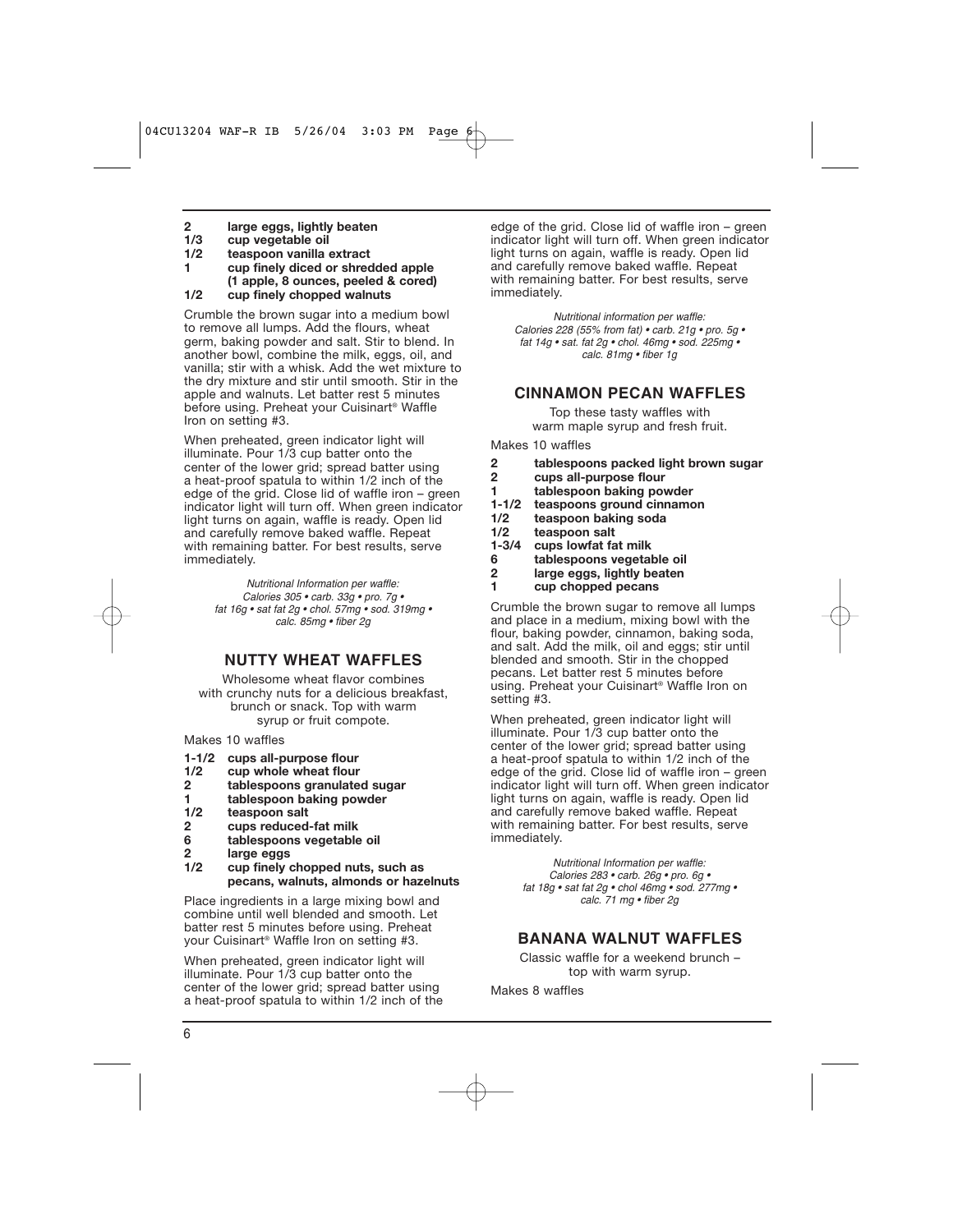2 large eggs, lightly beaten
1/3 cup vegetable oil
1/2 teaspoon vanilla extract
1 cup finely diced or shredded apple (1 apple, 8 ounces, peeled & cored)
1/2 cup finely chopped walnuts

Crumble the brown sugar into a medium bowl to remove all lumps. Add the flours, wheat germ, baking powder and salt. Stir to blend. In another bowl, combine the milk, eggs, oil, and vanilla; stir with a whisk. Add the wet mixture to the dry mixture and stir until smooth. Stir in the apple and walnuts. Let batter rest 5 minutes before using. Preheat your Cuisinart® Waffle Iron on setting #3.

When preheated, green indicator light will illuminate. Pour 1/3 cup batter onto the center of the lower grid; spread batter using a heat-proof spatula to within 1/2 inch of the edge of the grid. Close lid of waffle iron – green indicator light will turn off. When green indicator light turns on again, waffle is ready. Open lid and carefully remove baked waffle. Repeat with remaining batter. For best results, serve immediately.

*Nutritional Information per waffle:*
*Calories 305 • carb. 33g • pro. 7g • fat 16g • sat fat 2g • chol. 57mg • sod. 319mg • calc. 85mg • fiber 2g*

## NUTTY WHEAT WAFFLES

Wholesome wheat flavor combines with crunchy nuts for a delicious breakfast, brunch or snack. Top with warm syrup or fruit compote.

Makes 10 waffles

**1-1/2 cups all-purpose flour**
**1/2 cup whole wheat flour**
**2 tablespoons granulated sugar**
**1 tablespoon baking powder**
**1/2 teaspoon salt**
**2 cups reduced-fat milk**
**6 tablespoons vegetable oil**
**2 large eggs**
**1/2 cup finely chopped nuts, such as pecans, walnuts, almonds or hazelnuts**

Place ingredients in a large mixing bowl and combine until well blended and smooth. Let batter rest 5 minutes before using. Preheat your Cuisinart® Waffle Iron on setting #3.

When preheated, green indicator light will illuminate. Pour 1/3 cup batter onto the center of the lower grid; spread batter using a heat-proof spatula to within 1/2 inch of the edge of the grid. Close lid of waffle iron – green indicator light will turn off. When green indicator light turns on again, waffle is ready. Open lid and carefully remove baked waffle. Repeat with remaining batter. For best results, serve immediately.

*Nutritional information per waffle:*
*Calories 228 (55% from fat) • carb. 21g • pro. 5g • fat 14g • sat. fat 2g • chol. 46mg • sod. 225mg • calc. 81mg • fiber 1g*

## CINNAMON PECAN WAFFLES

Top these tasty waffles with warm maple syrup and fresh fruit.

Makes 10 waffles

**2 tablespoons packed light brown sugar**
**2 cups all-purpose flour**
**1 tablespoon baking powder**
**1-1/2 teaspoons ground cinnamon**
**1/2 teaspoon baking soda**
**1/2 teaspoon salt**
**1-3/4 cups lowfat fat milk**
**6 tablespoons vegetable oil**
**2 large eggs, lightly beaten**
**1 cup chopped pecans**

Crumble the brown sugar to remove all lumps and place in a medium, mixing bowl with the flour, baking powder, cinnamon, baking soda, and salt. Add the milk, oil and eggs; stir until blended and smooth. Stir in the chopped pecans. Let batter rest 5 minutes before using. Preheat your Cuisinart® Waffle Iron on setting #3.

When preheated, green indicator light will illuminate. Pour 1/3 cup batter onto the center of the lower grid; spread batter using a heat-proof spatula to within 1/2 inch of the edge of the grid. Close lid of waffle iron – green indicator light will turn off. When green indicator light turns on again, waffle is ready. Open lid and carefully remove baked waffle. Repeat with remaining batter. For best results, serve immediately.

*Nutritional Information per waffle:*
*Calories 283 • carb. 26g • pro. 6g • fat 18g • sat fat 2g • chol 46mg • sod. 277mg • calc. 71 mg • fiber 2g*

## BANANA WALNUT WAFFLES

Classic waffle for a weekend brunch – top with warm syrup.

Makes 8 waffles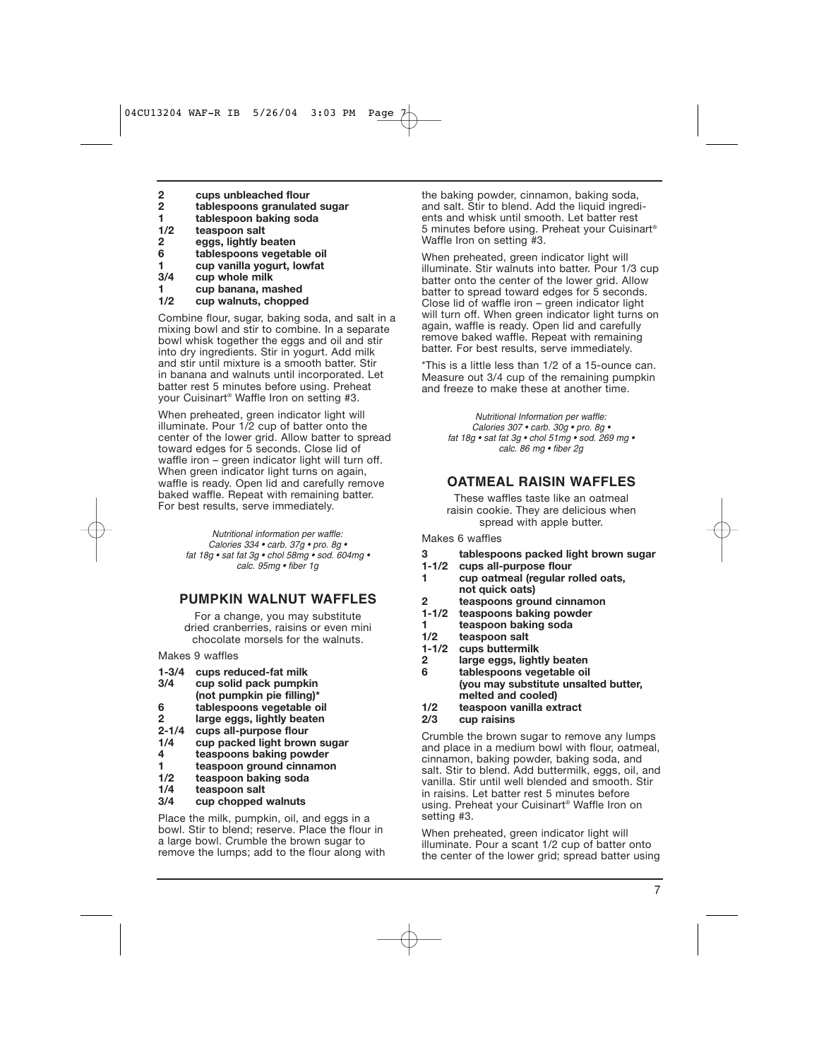**2 cups unbleached flour**
**2 tablespoons granulated sugar**
**1 tablespoon baking soda**
**1/2 teaspoon salt**
**2 eggs, lightly beaten**
**6 tablespoons vegetable oil**
**1 cup vanilla yogurt, lowfat**
**3/4 cup whole milk**
**1 cup banana, mashed**
**1/2 cup walnuts, chopped**

Combine flour, sugar, baking soda, and salt in a mixing bowl and stir to combine. In a separate bowl whisk together the eggs and oil and stir into dry ingredients. Stir in yogurt. Add milk and stir until mixture is a smooth batter. Stir in banana and walnuts until incorporated. Let batter rest 5 minutes before using. Preheat your Cuisinart® Waffle Iron on setting #3.

When preheated, green indicator light will illuminate. Pour 1/2 cup of batter onto the center of the lower grid. Allow batter to spread toward edges for 5 seconds. Close lid of waffle iron – green indicator light will turn off. When green indicator light turns on again, waffle is ready. Open lid and carefully remove baked waffle. Repeat with remaining batter. For best results, serve immediately.

*Nutritional information per waffle:*
*Calories 334 • carb. 37g • pro. 8g •*
*fat 18g • sat fat 3g • chol 58mg • sod. 604mg •*
*calc. 95mg • fiber 1g*

## PUMPKIN WALNUT WAFFLES

For a change, you may substitute dried cranberries, raisins or even mini chocolate morsels for the walnuts.

Makes 9 waffles

**1-3/4 cups reduced-fat milk**
**3/4 cup solid pack pumpkin (not pumpkin pie filling)***
**6 tablespoons vegetable oil**
**2 large eggs, lightly beaten**
**2-1/4 cups all-purpose flour**
**1/4 cup packed light brown sugar**
**4 teaspoons baking powder**
**1 teaspoon ground cinnamon**
**1/2 teaspoon baking soda**
**1/4 teaspoon salt**
**3/4 cup chopped walnuts**

Place the milk, pumpkin, oil, and eggs in a bowl. Stir to blend; reserve. Place the flour in a large bowl. Crumble the brown sugar to remove the lumps; add to the flour along with the baking powder, cinnamon, baking soda, and salt. Stir to blend. Add the liquid ingredients and whisk until smooth. Let batter rest 5 minutes before using. Preheat your Cuisinart® Waffle Iron on setting #3.

When preheated, green indicator light will illuminate. Stir walnuts into batter. Pour 1/3 cup batter onto the center of the lower grid. Allow batter to spread toward edges for 5 seconds. Close lid of waffle iron – green indicator light will turn off. When green indicator light turns on again, waffle is ready. Open lid and carefully remove baked waffle. Repeat with remaining batter. For best results, serve immediately.

*This is a little less than 1/2 of a 15-ounce can. Measure out 3/4 cup of the remaining pumpkin and freeze to make these at another time.

*Nutritional Information per waffle:*
*Calories 307 • carb. 30g • pro. 8g •*
*fat 18g • sat fat 3g • chol 51mg • sod. 269 mg •*
*calc. 86 mg • fiber 2g*

## OATMEAL RAISIN WAFFLES

These waffles taste like an oatmeal raisin cookie. They are delicious when spread with apple butter.

Makes 6 waffles

**3 tablespoons packed light brown sugar**
**1-1/2 cups all-purpose flour**
**1 cup oatmeal (regular rolled oats, not quick oats)**
**2 teaspoons ground cinnamon**
**1-1/2 teaspoons baking powder**
**1 teaspoon baking soda**
**1/2 teaspoon salt**
**1-1/2 cups buttermilk**
**2 large eggs, lightly beaten**
**6 tablespoons vegetable oil (you may substitute unsalted butter, melted and cooled)**
**1/2 teaspoon vanilla extract**
**2/3 cup raisins**

Crumble the brown sugar to remove any lumps and place in a medium bowl with flour, oatmeal, cinnamon, baking powder, baking soda, and salt. Stir to blend. Add buttermilk, eggs, oil, and vanilla. Stir until well blended and smooth. Stir in raisins. Let batter rest 5 minutes before using. Preheat your Cuisinart® Waffle Iron on setting #3.

When preheated, green indicator light will illuminate. Pour a scant 1/2 cup of batter onto the center of the lower grid; spread batter using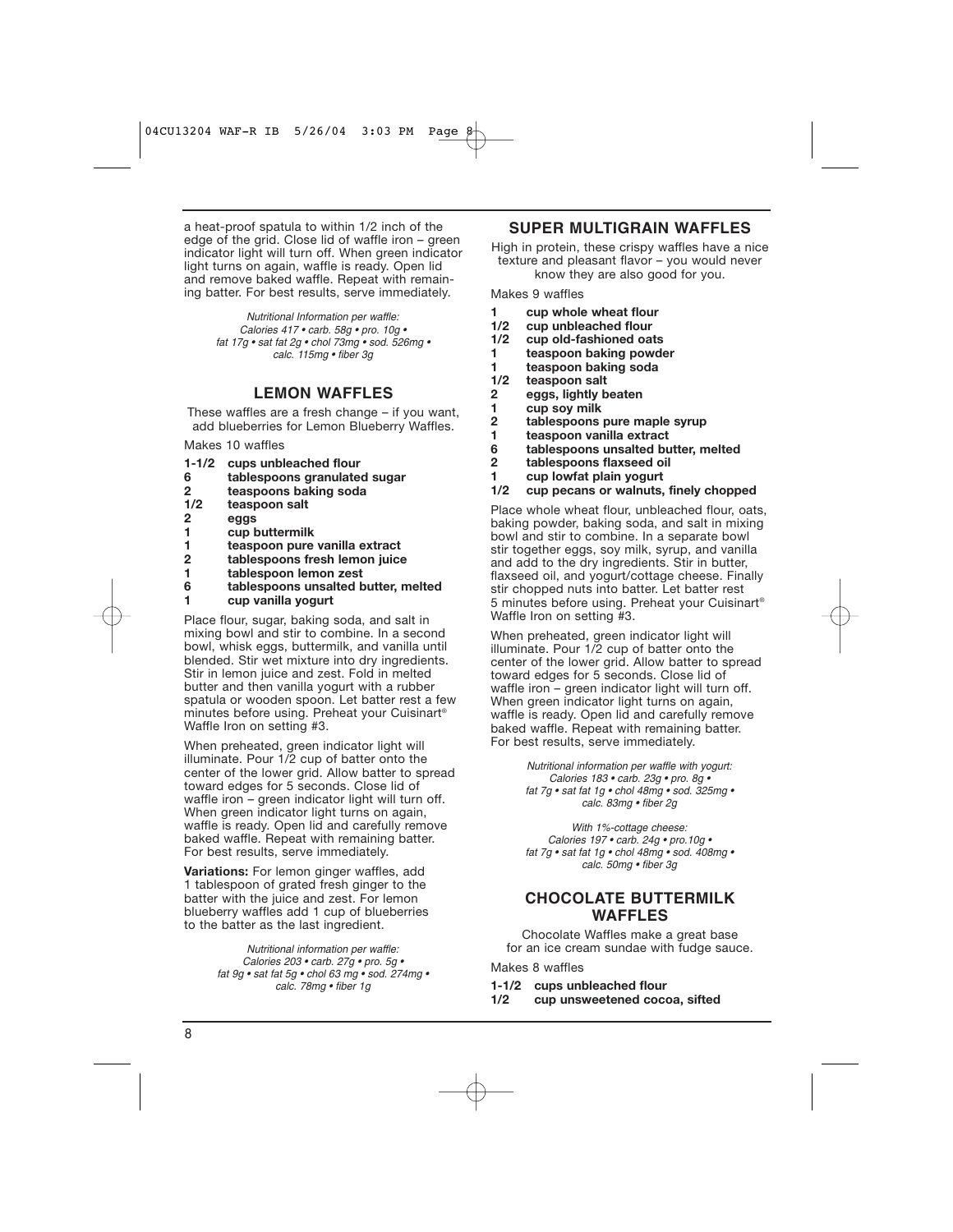a heat-proof spatula to within 1/2 inch of the edge of the grid. Close lid of waffle iron – green indicator light will turn off. When green indicator light turns on again, waffle is ready. Open lid and remove baked waffle. Repeat with remaining batter. For best results, serve immediately.

*Nutritional Information per waffle:*
*Calories 417 • carb. 58g • pro. 10g • fat 17g • sat fat 2g • chol 73mg • sod. 526mg • calc. 115mg • fiber 3g*

## LEMON WAFFLES

These waffles are a fresh change – if you want, add blueberries for Lemon Blueberry Waffles.

Makes 10 waffles

- **1-1/2 cups unbleached flour**
- **6 tablespoons granulated sugar**
- **2 teaspoons baking soda**
- **1/2 teaspoon salt**
- **2 eggs**
- **1 cup buttermilk**
- **1 teaspoon pure vanilla extract**
- **2 tablespoons fresh lemon juice**
- **1 tablespoon lemon zest**
- **6 tablespoons unsalted butter, melted**
- **1 cup vanilla yogurt**

Place flour, sugar, baking soda, and salt in mixing bowl and stir to combine. In a second bowl, whisk eggs, buttermilk, and vanilla until blended. Stir wet mixture into dry ingredients. Stir in lemon juice and zest. Fold in melted butter and then vanilla yogurt with a rubber spatula or wooden spoon. Let batter rest a few minutes before using. Preheat your Cuisinart® Waffle Iron on setting #3.

When preheated, green indicator light will illuminate. Pour 1/2 cup of batter onto the center of the lower grid. Allow batter to spread toward edges for 5 seconds. Close lid of waffle iron – green indicator light will turn off. When green indicator light turns on again, waffle is ready. Open lid and carefully remove baked waffle. Repeat with remaining batter. For best results, serve immediately.

**Variations:** For lemon ginger waffles, add 1 tablespoon of grated fresh ginger to the batter with the juice and zest. For lemon blueberry waffles add 1 cup of blueberries to the batter as the last ingredient.

*Nutritional information per waffle:*
*Calories 203 • carb. 27g • pro. 5g • fat 9g • sat fat 5g • chol 63 mg • sod. 274mg • calc. 78mg • fiber 1g*

## SUPER MULTIGRAIN WAFFLES

High in protein, these crispy waffles have a nice texture and pleasant flavor – you would never know they are also good for you.

Makes 9 waffles

- **1 cup whole wheat flour**
- **1/2 cup unbleached flour**
- **1/2 cup old-fashioned oats**
- **1 teaspoon baking powder**
- **1 teaspoon baking soda**
- **1/2 teaspoon salt**
- **2 eggs, lightly beaten**
- **1 cup soy milk**
- **2 tablespoons pure maple syrup**
- **1 teaspoon vanilla extract**
- **6 tablespoons unsalted butter, melted**
- **2 tablespoons flaxseed oil**
- **1 cup lowfat plain yogurt**
- **1/2 cup pecans or walnuts, finely chopped**

Place whole wheat flour, unbleached flour, oats, baking powder, baking soda, and salt in mixing bowl and stir to combine. In a separate bowl stir together eggs, soy milk, syrup, and vanilla and add to the dry ingredients. Stir in butter, flaxseed oil, and yogurt/cottage cheese. Finally stir chopped nuts into batter. Let batter rest 5 minutes before using. Preheat your Cuisinart® Waffle Iron on setting #3.

When preheated, green indicator light will illuminate. Pour 1/2 cup of batter onto the center of the lower grid. Allow batter to spread toward edges for 5 seconds. Close lid of waffle iron – green indicator light will turn off. When green indicator light turns on again, waffle is ready. Open lid and carefully remove baked waffle. Repeat with remaining batter. For best results, serve immediately.

*Nutritional information per waffle with yogurt:*
*Calories 183 • carb. 23g • pro. 8g • fat 7g • sat fat 1g • chol 48mg • sod. 325mg • calc. 83mg • fiber 2g*

*With 1%-cottage cheese:*
*Calories 197 • carb. 24g • pro.10g • fat 7g • sat fat 1g • chol 48mg • sod. 408mg • calc. 50mg • fiber 3g*

## CHOCOLATE BUTTERMILK WAFFLES

Chocolate Waffles make a great base for an ice cream sundae with fudge sauce.

Makes 8 waffles

- **1-1/2 cups unbleached flour**
- **1/2 cup unsweetened cocoa, sifted**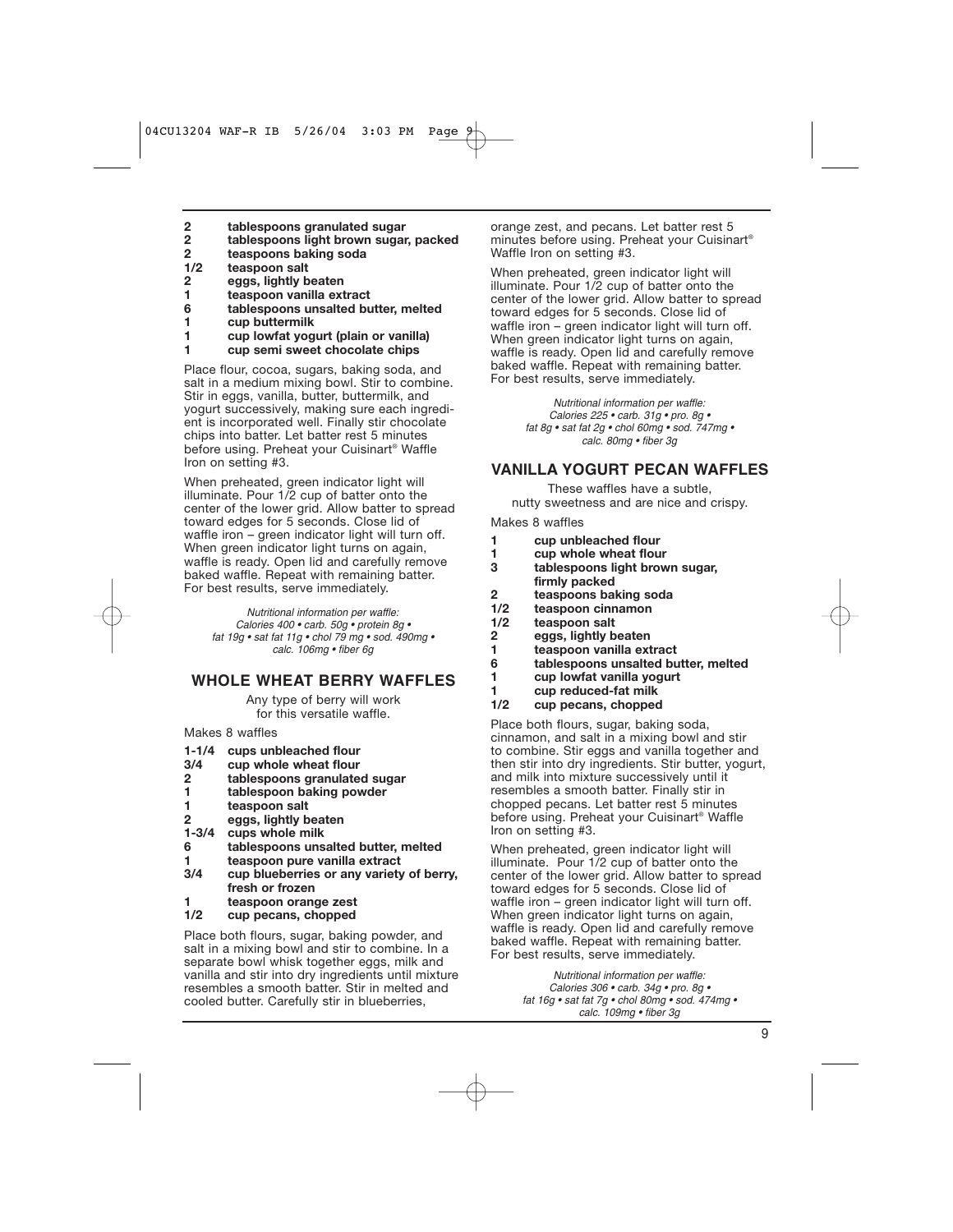2 tablespoons granulated sugar
2 tablespoons light brown sugar, packed
2 teaspoons baking soda
1/2 teaspoon salt
2 eggs, lightly beaten
1 teaspoon vanilla extract
6 tablespoons unsalted butter, melted
1 cup buttermilk
1 cup lowfat yogurt (plain or vanilla)
1 cup semi sweet chocolate chips

Place flour, cocoa, sugars, baking soda, and salt in a medium mixing bowl. Stir to combine. Stir in eggs, vanilla, butter, buttermilk, and yogurt successively, making sure each ingredient is incorporated well. Finally stir chocolate chips into batter. Let batter rest 5 minutes before using. Preheat your Cuisinart® Waffle Iron on setting #3.

When preheated, green indicator light will illuminate. Pour 1/2 cup of batter onto the center of the lower grid. Allow batter to spread toward edges for 5 seconds. Close lid of waffle iron – green indicator light will turn off. When green indicator light turns on again, waffle is ready. Open lid and carefully remove baked waffle. Repeat with remaining batter. For best results, serve immediately.

*Nutritional information per waffle:*
*Calories 400 • carb. 50g • protein 8g • fat 19g • sat fat 11g • chol 79 mg • sod. 490mg • calc. 106mg • fiber 6g*

## WHOLE WHEAT BERRY WAFFLES

Any type of berry will work for this versatile waffle.

Makes 8 waffles

**1-1/4 cups unbleached flour**
**3/4 cup whole wheat flour**
**2 tablespoons granulated sugar**
**1 tablespoon baking powder**
**1 teaspoon salt**
**2 eggs, lightly beaten**
**1-3/4 cups whole milk**
**6 tablespoons unsalted butter, melted**
**1 teaspoon pure vanilla extract**
**3/4 cup blueberries or any variety of berry, fresh or frozen**
**1 teaspoon orange zest**
**1/2 cup pecans, chopped**

Place both flours, sugar, baking powder, and salt in a mixing bowl and stir to combine. In a separate bowl whisk together eggs, milk and vanilla and stir into dry ingredients until mixture resembles a smooth batter. Stir in melted and cooled butter. Carefully stir in blueberries, orange zest, and pecans. Let batter rest 5 minutes before using. Preheat your Cuisinart® Waffle Iron on setting #3.

When preheated, green indicator light will illuminate. Pour 1/2 cup of batter onto the center of the lower grid. Allow batter to spread toward edges for 5 seconds. Close lid of waffle iron – green indicator light will turn off. When green indicator light turns on again, waffle is ready. Open lid and carefully remove baked waffle. Repeat with remaining batter. For best results, serve immediately.

*Nutritional information per waffle:*
*Calories 225 • carb. 31g • pro. 8g • fat 8g • sat fat 2g • chol 60mg • sod. 747mg • calc. 80mg • fiber 3g*

## VANILLA YOGURT PECAN WAFFLES

These waffles have a subtle, nutty sweetness and are nice and crispy.

Makes 8 waffles

**1 cup unbleached flour**
**1 cup whole wheat flour**
**3 tablespoons light brown sugar, firmly packed**
**2 teaspoons baking soda**
**1/2 teaspoon cinnamon**
**1/2 teaspoon salt**
**2 eggs, lightly beaten**
**1 teaspoon vanilla extract**
**6 tablespoons unsalted butter, melted**
**1 cup lowfat vanilla yogurt**
**1 cup reduced-fat milk**
**1/2 cup pecans, chopped**

Place both flours, sugar, baking soda, cinnamon, and salt in a mixing bowl and stir to combine. Stir eggs and vanilla together and then stir into dry ingredients. Stir butter, yogurt, and milk into mixture successively until it resembles a smooth batter. Finally stir in chopped pecans. Let batter rest 5 minutes before using. Preheat your Cuisinart® Waffle Iron on setting #3.

When preheated, green indicator light will illuminate. Pour 1/2 cup of batter onto the center of the lower grid. Allow batter to spread toward edges for 5 seconds. Close lid of waffle iron – green indicator light will turn off. When green indicator light turns on again, waffle is ready. Open lid and carefully remove baked waffle. Repeat with remaining batter. For best results, serve immediately.

*Nutritional information per waffle:*
*Calories 306 • carb. 34g • pro. 8g • fat 16g • sat fat 7g • chol 80mg • sod. 474mg • calc. 109mg • fiber 3g*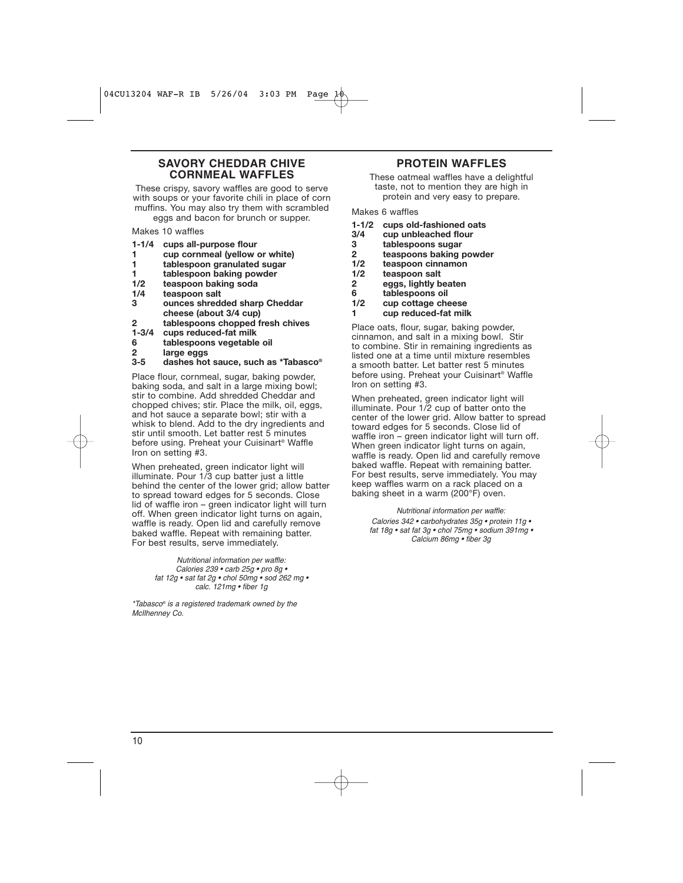## SAVORY CHEDDAR CHIVE CORNMEAL WAFFLES

These crispy, savory waffles are good to serve with soups or your favorite chili in place of corn muffins. You may also try them with scrambled eggs and bacon for brunch or supper.

Makes 10 waffles

- **1-1/4 cups all-purpose flour**
- **1 cup cornmeal (yellow or white)**
- **1 tablespoon granulated sugar**
- **1 tablespoon baking powder**
- **1/2 teaspoon baking soda**
- **1/4 teaspoon salt**
- **3 ounces shredded sharp Cheddar cheese (about 3/4 cup)**
- **2 tablespoons chopped fresh chives**
- **1-3/4 cups reduced-fat milk**
- **6 tablespoons vegetable oil**
- **2 large eggs**
- **3-5 dashes hot sauce, such as *Tabasco®**

Place flour, cornmeal, sugar, baking powder, baking soda, and salt in a large mixing bowl; stir to combine. Add shredded Cheddar and chopped chives; stir. Place the milk, oil, eggs, and hot sauce a separate bowl; stir with a whisk to blend. Add to the dry ingredients and stir until smooth. Let batter rest 5 minutes before using. Preheat your Cuisinart® Waffle Iron on setting #3.

When preheated, green indicator light will illuminate. Pour 1/3 cup batter just a little behind the center of the lower grid; allow batter to spread toward edges for 5 seconds. Close lid of waffle iron – green indicator light will turn off. When green indicator light turns on again, waffle is ready. Open lid and carefully remove baked waffle. Repeat with remaining batter. For best results, serve immediately.

*Nutritional information per waffle:*
*Calories 239 • carb 25g • pro 8g • fat 12g • sat fat 2g • chol 50mg • sod 262 mg • calc. 121mg • fiber 1g*

*\*Tabasco® is a registered trademark owned by the McIlhenney Co.*

## PROTEIN WAFFLES

These oatmeal waffles have a delightful taste, not to mention they are high in protein and very easy to prepare.

Makes 6 waffles

- **1-1/2 cups old-fashioned oats**
- **3/4 cup unbleached flour**
- **3 tablespoons sugar**
- **2 teaspoons baking powder**
- **1/2 teaspoon cinnamon**
- **1/2 teaspoon salt**
- **2 eggs, lightly beaten**
- **6 tablespoons oil**
- **1/2 cup cottage cheese**
- **1 cup reduced-fat milk**

Place oats, flour, sugar, baking powder, cinnamon, and salt in a mixing bowl. Stir to combine. Stir in remaining ingredients as listed one at a time until mixture resembles a smooth batter. Let batter rest 5 minutes before using. Preheat your Cuisinart® Waffle Iron on setting #3.

When preheated, green indicator light will illuminate. Pour 1/2 cup of batter onto the center of the lower grid. Allow batter to spread toward edges for 5 seconds. Close lid of waffle iron – green indicator light will turn off. When green indicator light turns on again, waffle is ready. Open lid and carefully remove baked waffle. Repeat with remaining batter. For best results, serve immediately. You may keep waffles warm on a rack placed on a baking sheet in a warm (200°F) oven.

*Nutritional information per waffle:*
*Calories 342 • carbohydrates 35g • protein 11g • fat 18g • sat fat 3g • chol 75mg • sodium 391mg • Calcium 86mg • fiber 3g*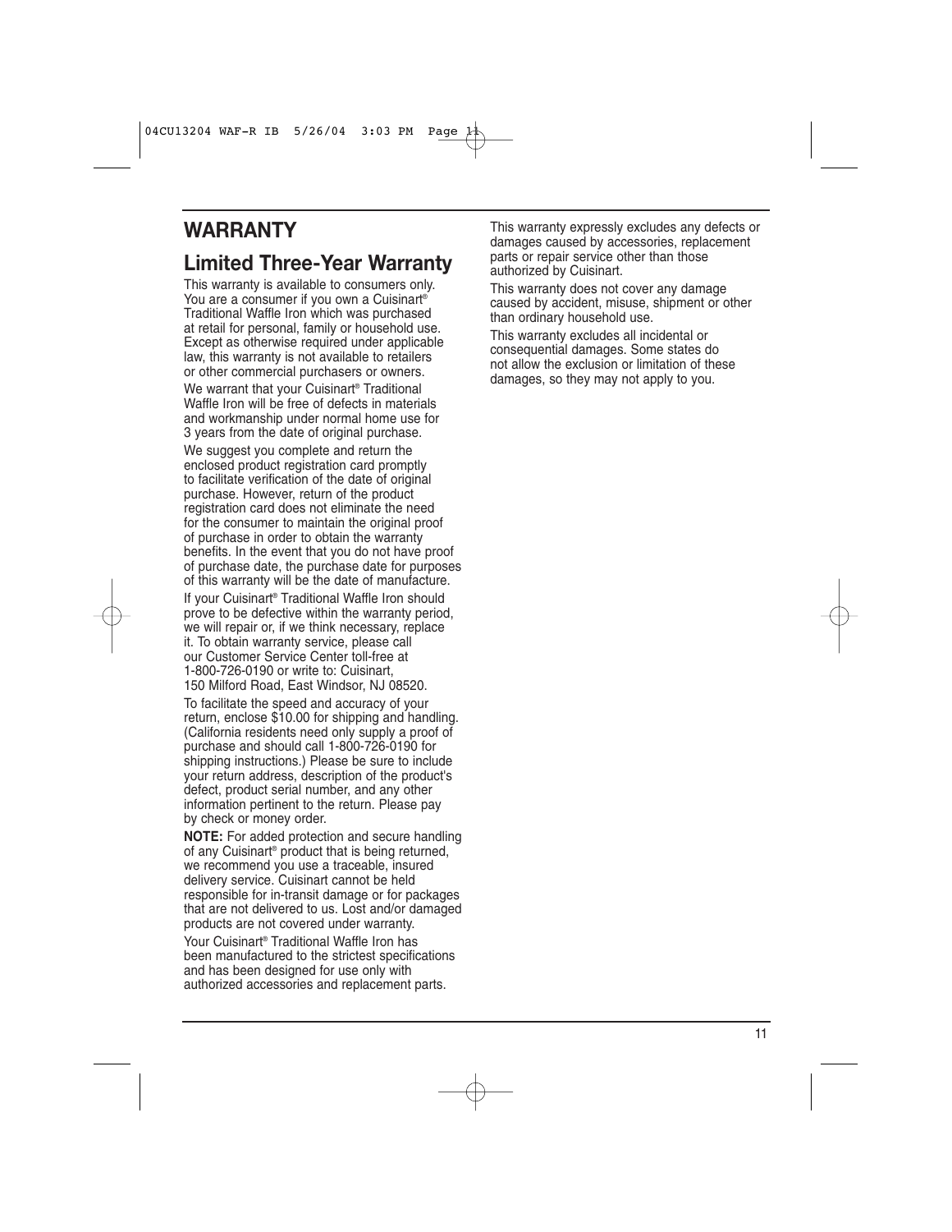# WARRANTY

## Limited Three-Year Warranty

This warranty is available to consumers only. You are a consumer if you own a Cuisinart® Traditional Waffle Iron which was purchased at retail for personal, family or household use. Except as otherwise required under applicable law, this warranty is not available to retailers or other commercial purchasers or owners.

We warrant that your Cuisinart® Traditional Waffle Iron will be free of defects in materials and workmanship under normal home use for 3 years from the date of original purchase.

We suggest you complete and return the enclosed product registration card promptly to facilitate verification of the date of original purchase. However, return of the product registration card does not eliminate the need for the consumer to maintain the original proof of purchase in order to obtain the warranty benefits. In the event that you do not have proof of purchase date, the purchase date for purposes of this warranty will be the date of manufacture.

If your Cuisinart® Traditional Waffle Iron should prove to be defective within the warranty period, we will repair or, if we think necessary, replace it. To obtain warranty service, please call our Customer Service Center toll-free at 1-800-726-0190 or write to: Cuisinart, 150 Milford Road, East Windsor, NJ 08520.

To facilitate the speed and accuracy of your return, enclose $10.00 for shipping and handling. (California residents need only supply a proof of purchase and should call 1-800-726-0190 for shipping instructions.) Please be sure to include your return address, description of the product's defect, product serial number, and any other information pertinent to the return. Please pay by check or money order.

**NOTE:** For added protection and secure handling of any Cuisinart® product that is being returned, we recommend you use a traceable, insured delivery service. Cuisinart cannot be held responsible for in-transit damage or for packages that are not delivered to us. Lost and/or damaged products are not covered under warranty.

Your Cuisinart® Traditional Waffle Iron has been manufactured to the strictest specifications and has been designed for use only with authorized accessories and replacement parts.

This warranty expressly excludes any defects or damages caused by accessories, replacement parts or repair service other than those authorized by Cuisinart.

This warranty does not cover any damage caused by accident, misuse, shipment or other than ordinary household use.

This warranty excludes all incidental or consequential damages. Some states do not allow the exclusion or limitation of these damages, so they may not apply to you.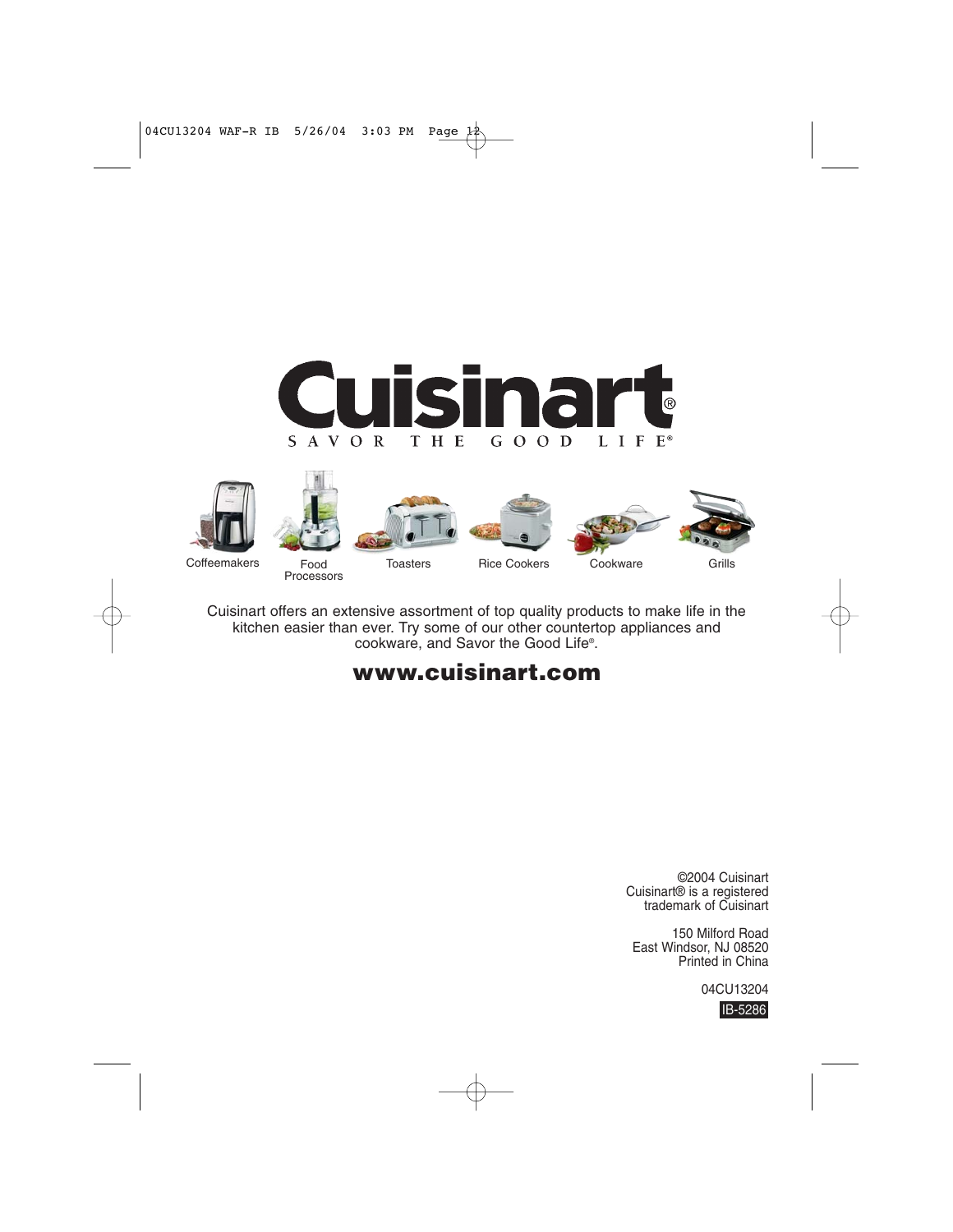# Cuisinart®

SAVOR THE GOOD LIFE®

Coffeemakers
Food Processors
Toasters
Rice Cookers
Cookware
Grills

Cuisinart offers an extensive assortment of top quality products to make life in the kitchen easier than ever. Try some of our other countertop appliances and cookware, and Savor the Good Life®.

**www.cuisinart.com**

©2004 Cuisinart
Cuisinart® is a registered trademark of Cuisinart

150 Milford Road
East Windsor, NJ 08520
Printed in China

04CU13204

IB-5286